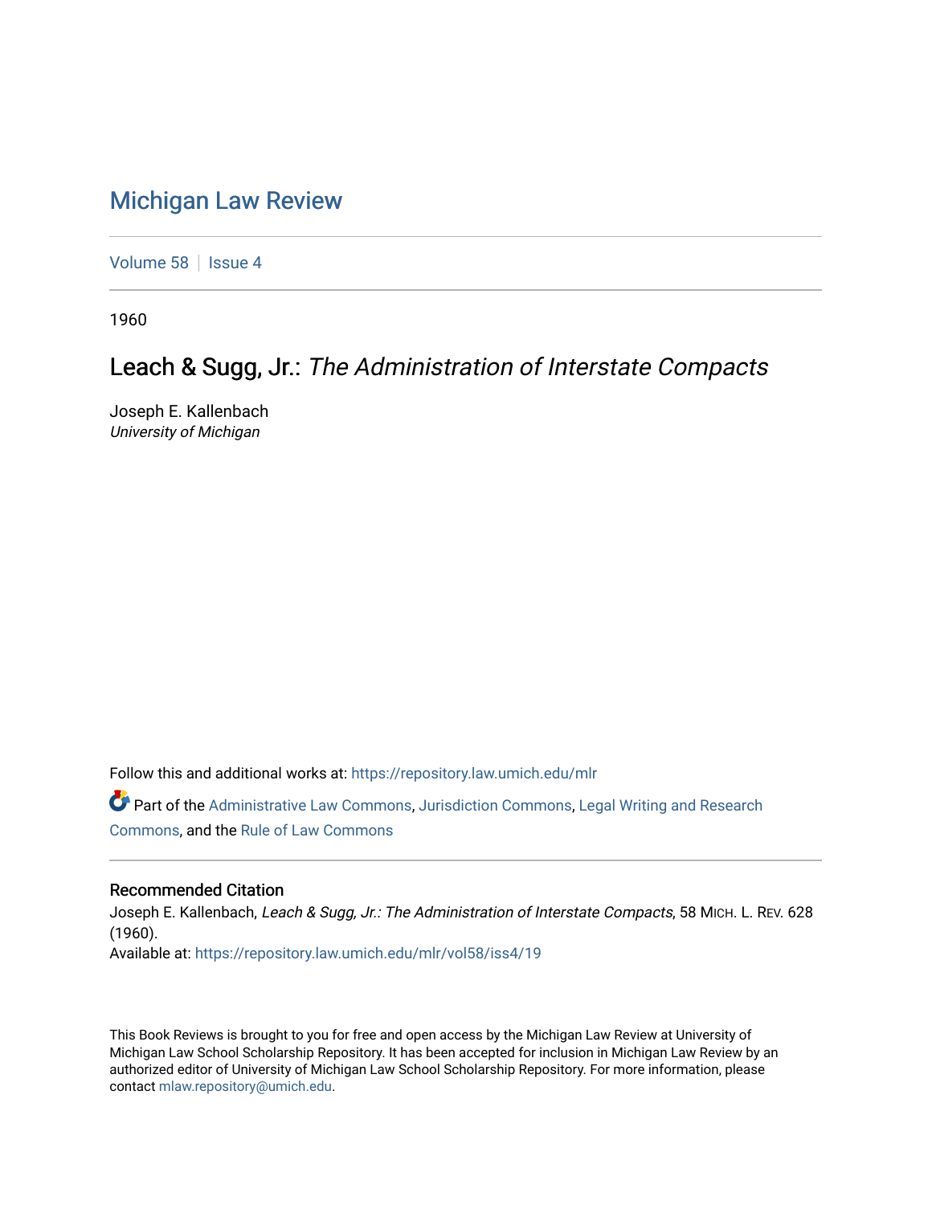# Michigan Law Review

Volume 58 | Issue 4

1960

## Leach & Sugg, Jr.: *The Administration of Interstate Compacts*

Joseph E. Kallenbach
*University of Michigan*

Follow this and additional works at: https://repository.law.umich.edu/mlr

Part of the Administrative Law Commons, Jurisdiction Commons, Legal Writing and Research Commons, and the Rule of Law Commons

### Recommended Citation

Joseph E. Kallenbach, *Leach & Sugg, Jr.: The Administration of Interstate Compacts*, 58 MICH. L. REV. 628 (1960).
Available at: https://repository.law.umich.edu/mlr/vol58/iss4/19

This Book Reviews is brought to you for free and open access by the Michigan Law Review at University of Michigan Law School Scholarship Repository. It has been accepted for inclusion in Michigan Law Review by an authorized editor of University of Michigan Law School Scholarship Repository. For more information, please contact mlaw.repository@umich.edu.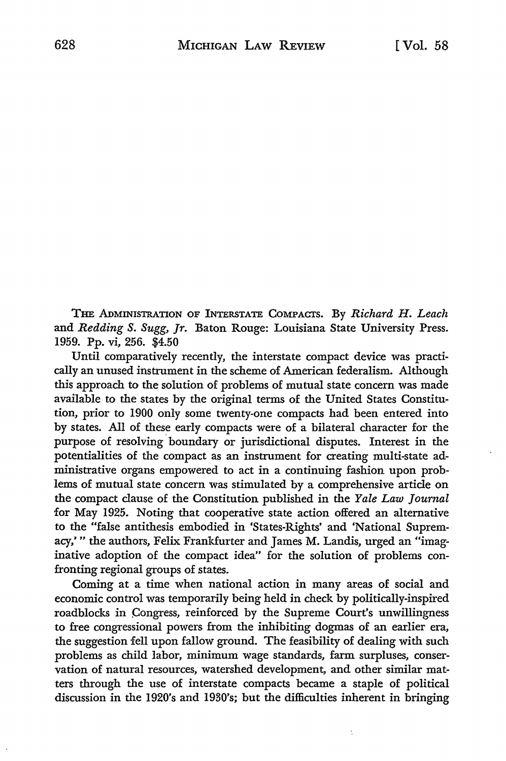THE ADMINISTRATION OF INTERSTATE COMPACTS. By *Richard H. Leach* and *Redding S. Sugg, Jr.* Baton Rouge: Louisiana State University Press. 1959. Pp. vi, 256. $4.50

Until comparatively recently, the interstate compact device was practically an unused instrument in the scheme of American federalism. Although this approach to the solution of problems of mutual state concern was made available to the states by the original terms of the United States Constitution, prior to 1900 only some twenty-one compacts had been entered into by states. All of these early compacts were of a bilateral character for the purpose of resolving boundary or jurisdictional disputes. Interest in the potentialities of the compact as an instrument for creating multi-state administrative organs empowered to act in a continuing fashion upon problems of mutual state concern was stimulated by a comprehensive article on the compact clause of the Constitution published in the *Yale Law Journal* for May 1925. Noting that cooperative state action offered an alternative to the "false antithesis embodied in 'States-Rights' and 'National Supremacy,'" the authors, Felix Frankfurter and James M. Landis, urged an "imaginative adoption of the compact idea" for the solution of problems confronting regional groups of states.

Coming at a time when national action in many areas of social and economic control was temporarily being held in check by politically-inspired roadblocks in Congress, reinforced by the Supreme Court's unwillingness to free congressional powers from the inhibiting dogmas of an earlier era, the suggestion fell upon fallow ground. The feasibility of dealing with such problems as child labor, minimum wage standards, farm surpluses, conservation of natural resources, watershed development, and other similar matters through the use of interstate compacts became a staple of political discussion in the 1920's and 1930's; but the difficulties inherent in bringing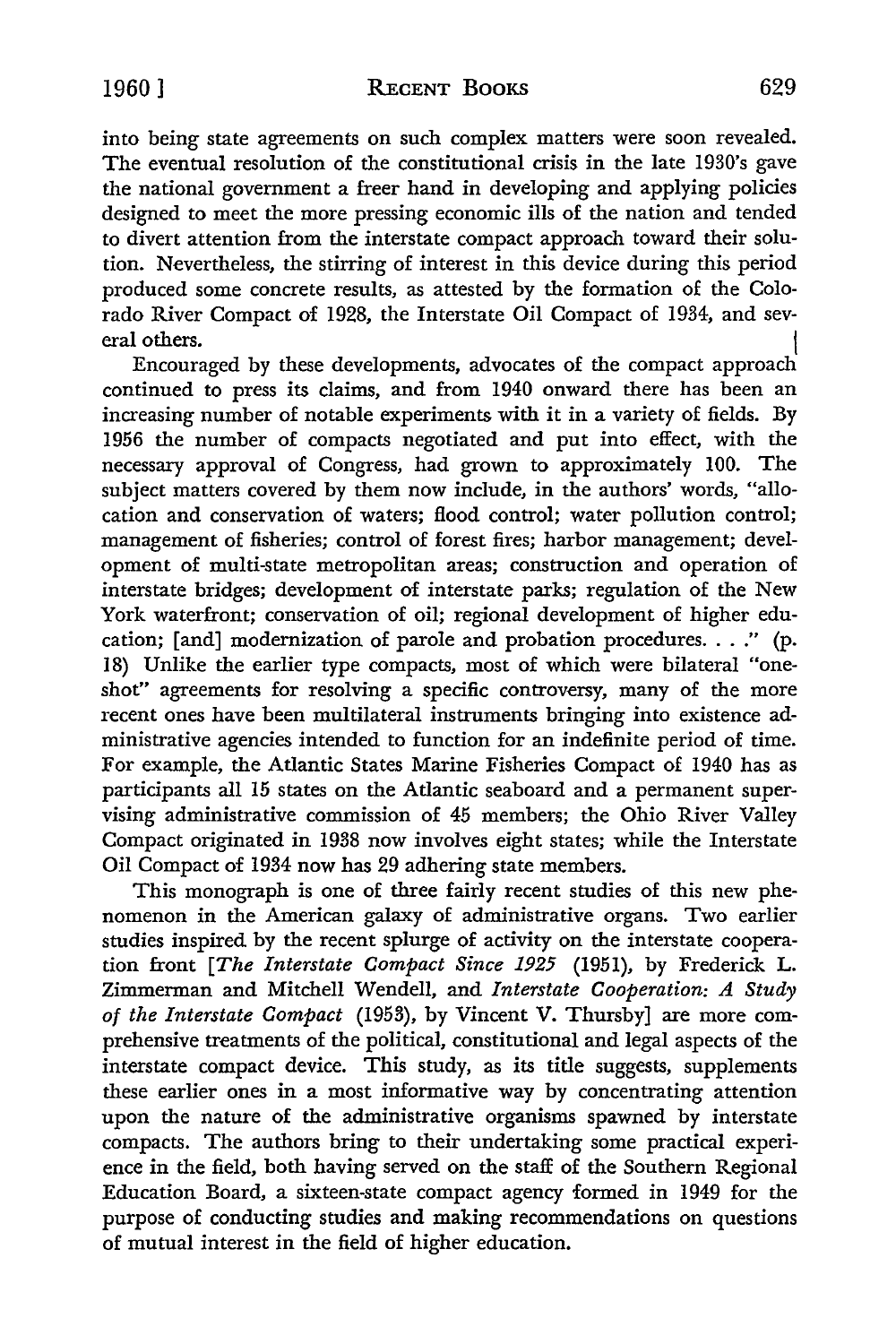into being state agreements on such complex matters were soon revealed. The eventual resolution of the constitutional crisis in the late 1930's gave the national government a freer hand in developing and applying policies designed to meet the more pressing economic ills of the nation and tended to divert attention from the interstate compact approach toward their solution. Nevertheless, the stirring of interest in this device during this period produced some concrete results, as attested by the formation of the Colorado River Compact of 1928, the Interstate Oil Compact of 1934, and several others.

Encouraged by these developments, advocates of the compact approach continued to press its claims, and from 1940 onward there has been an increasing number of notable experiments with it in a variety of fields. By 1956 the number of compacts negotiated and put into effect, with the necessary approval of Congress, had grown to approximately 100. The subject matters covered by them now include, in the authors' words, "allocation and conservation of waters; flood control; water pollution control; management of fisheries; control of forest fires; harbor management; development of multi-state metropolitan areas; construction and operation of interstate bridges; development of interstate parks; regulation of the New York waterfront; conservation of oil; regional development of higher education; [and] modernization of parole and probation procedures. . . ." (p. 18) Unlike the earlier type compacts, most of which were bilateral "one-shot" agreements for resolving a specific controversy, many of the more recent ones have been multilateral instruments bringing into existence administrative agencies intended to function for an indefinite period of time. For example, the Atlantic States Marine Fisheries Compact of 1940 has as participants all 15 states on the Atlantic seaboard and a permanent supervising administrative commission of 45 members; the Ohio River Valley Compact originated in 1938 now involves eight states; while the Interstate Oil Compact of 1934 now has 29 adhering state members.

This monograph is one of three fairly recent studies of this new phenomenon in the American galaxy of administrative organs. Two earlier studies inspired by the recent splurge of activity on the interstate cooperation front [*The Interstate Compact Since 1925* (1951), by Frederick L. Zimmerman and Mitchell Wendell, and *Interstate Cooperation: A Study of the Interstate Compact* (1953), by Vincent V. Thursby] are more comprehensive treatments of the political, constitutional and legal aspects of the interstate compact device. This study, as its title suggests, supplements these earlier ones in a most informative way by concentrating attention upon the nature of the administrative organisms spawned by interstate compacts. The authors bring to their undertaking some practical experience in the field, both having served on the staff of the Southern Regional Education Board, a sixteen-state compact agency formed in 1949 for the purpose of conducting studies and making recommendations on questions of mutual interest in the field of higher education.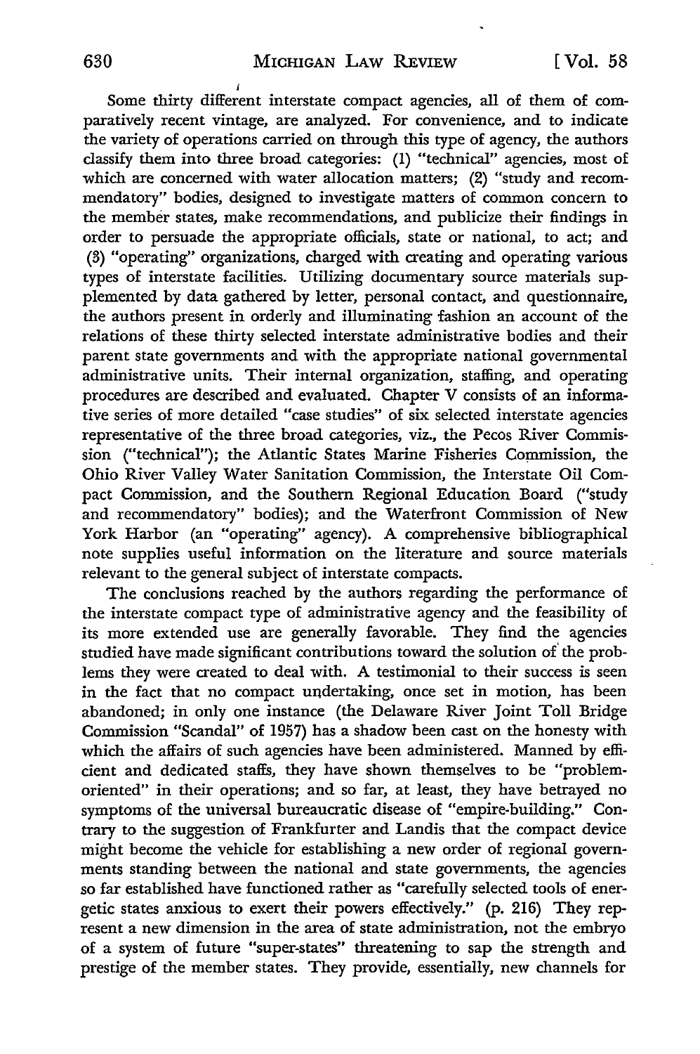Some thirty different interstate compact agencies, all of them of comparatively recent vintage, are analyzed. For convenience, and to indicate the variety of operations carried on through this type of agency, the authors classify them into three broad categories: (1) "technical" agencies, most of which are concerned with water allocation matters; (2) "study and recommendatory" bodies, designed to investigate matters of common concern to the member states, make recommendations, and publicize their findings in order to persuade the appropriate officials, state or national, to act; and (3) "operating" organizations, charged with creating and operating various types of interstate facilities. Utilizing documentary source materials supplemented by data gathered by letter, personal contact, and questionnaire, the authors present in orderly and illuminating fashion an account of the relations of these thirty selected interstate administrative bodies and their parent state governments and with the appropriate national governmental administrative units. Their internal organization, staffing, and operating procedures are described and evaluated. Chapter V consists of an informative series of more detailed "case studies" of six selected interstate agencies representative of the three broad categories, viz., the Pecos River Commission ("technical"); the Atlantic States Marine Fisheries Commission, the Ohio River Valley Water Sanitation Commission, the Interstate Oil Compact Commission, and the Southern Regional Education Board ("study and recommendatory" bodies); and the Waterfront Commission of New York Harbor (an "operating" agency). A comprehensive bibliographical note supplies useful information on the literature and source materials relevant to the general subject of interstate compacts.

The conclusions reached by the authors regarding the performance of the interstate compact type of administrative agency and the feasibility of its more extended use are generally favorable. They find the agencies studied have made significant contributions toward the solution of the problems they were created to deal with. A testimonial to their success is seen in the fact that no compact undertaking, once set in motion, has been abandoned; in only one instance (the Delaware River Joint Toll Bridge Commission "Scandal" of 1957) has a shadow been cast on the honesty with which the affairs of such agencies have been administered. Manned by efficient and dedicated staffs, they have shown themselves to be "problem-oriented" in their operations; and so far, at least, they have betrayed no symptoms of the universal bureaucratic disease of "empire-building." Contrary to the suggestion of Frankfurter and Landis that the compact device might become the vehicle for establishing a new order of regional governments standing between the national and state governments, the agencies so far established have functioned rather as "carefully selected tools of energetic states anxious to exert their powers effectively." (p. 216) They represent a new dimension in the area of state administration, not the embryo of a system of future "super-states" threatening to sap the strength and prestige of the member states. They provide, essentially, new channels for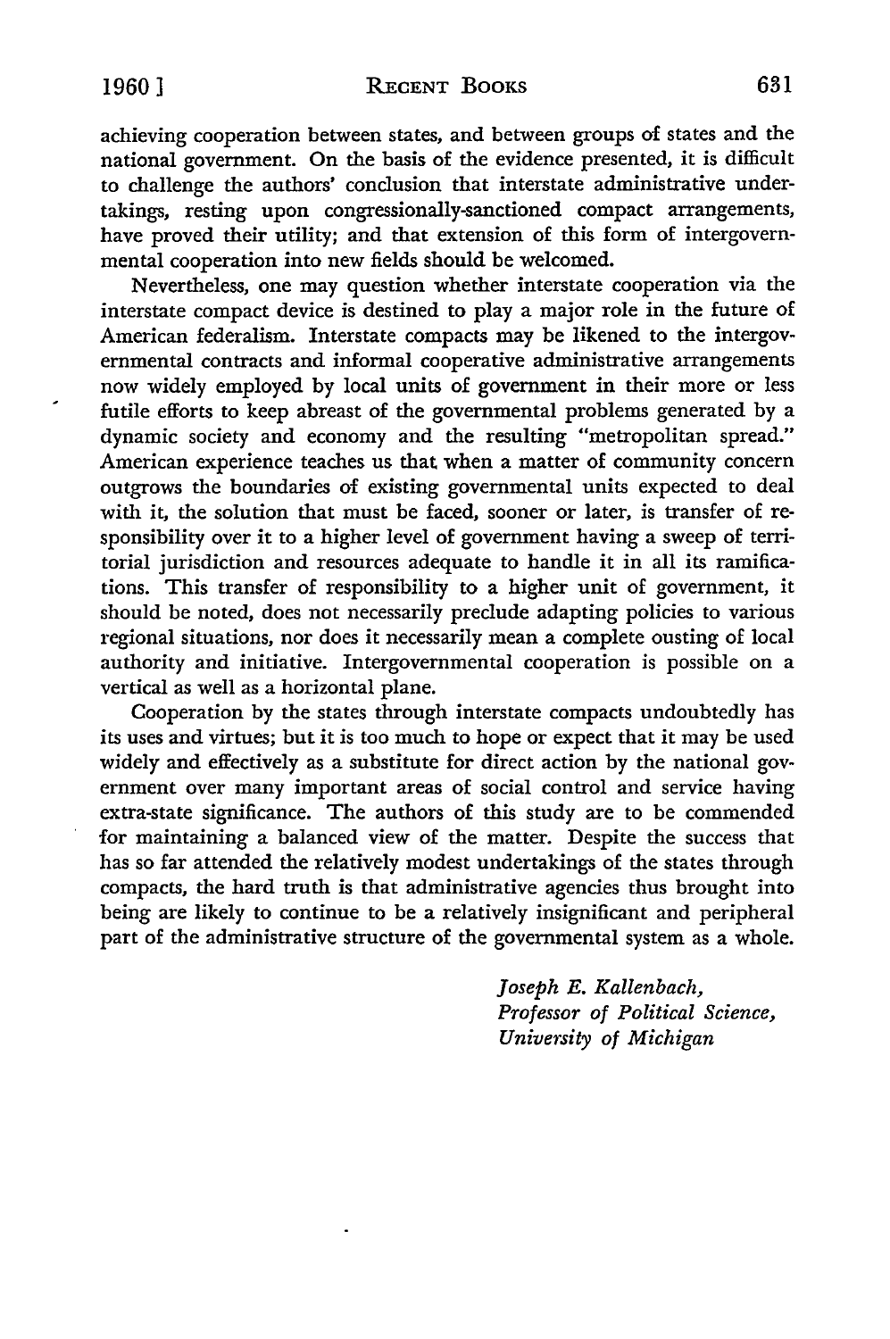achieving cooperation between states, and between groups of states and the national government. On the basis of the evidence presented, it is difficult to challenge the authors' conclusion that interstate administrative undertakings, resting upon congressionally-sanctioned compact arrangements, have proved their utility; and that extension of this form of intergovernmental cooperation into new fields should be welcomed.

Nevertheless, one may question whether interstate cooperation via the interstate compact device is destined to play a major role in the future of American federalism. Interstate compacts may be likened to the intergovernmental contracts and informal cooperative administrative arrangements now widely employed by local units of government in their more or less futile efforts to keep abreast of the governmental problems generated by a dynamic society and economy and the resulting "metropolitan spread." American experience teaches us that when a matter of community concern outgrows the boundaries of existing governmental units expected to deal with it, the solution that must be faced, sooner or later, is transfer of responsibility over it to a higher level of government having a sweep of territorial jurisdiction and resources adequate to handle it in all its ramifications. This transfer of responsibility to a higher unit of government, it should be noted, does not necessarily preclude adapting policies to various regional situations, nor does it necessarily mean a complete ousting of local authority and initiative. Intergovernmental cooperation is possible on a vertical as well as a horizontal plane.

Cooperation by the states through interstate compacts undoubtedly has its uses and virtues; but it is too much to hope or expect that it may be used widely and effectively as a substitute for direct action by the national government over many important areas of social control and service having extra-state significance. The authors of this study are to be commended for maintaining a balanced view of the matter. Despite the success that has so far attended the relatively modest undertakings of the states through compacts, the hard truth is that administrative agencies thus brought into being are likely to continue to be a relatively insignificant and peripheral part of the administrative structure of the governmental system as a whole.

*Joseph E. Kallenbach,*
*Professor of Political Science,*
*University of Michigan*